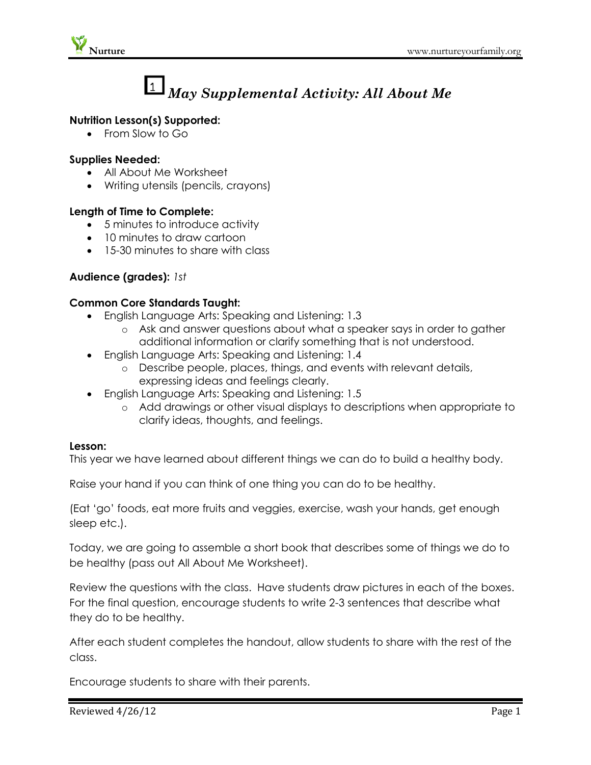# 1 *May Supplemental Activity: All About Me*

**Nutrition Lesson(s) Supported:**

- From Slow to Go

**Supplies Needed:**

- All About Me Worksheet
- Writing utensils (pencils, crayons)

**Length of Time to Complete:**

- 5 minutes to introduce activity
- 10 minutes to draw cartoon
- 15-30 minutes to share with class

**Audience (grades):** *1st*

**Common Core Standards Taught:**

- English Language Arts: Speaking and Listening: 1.3
  - Ask and answer questions about what a speaker says in order to gather additional information or clarify something that is not understood.
- English Language Arts: Speaking and Listening: 1.4
  - Describe people, places, things, and events with relevant details, expressing ideas and feelings clearly.
- English Language Arts: Speaking and Listening: 1.5
  - Add drawings or other visual displays to descriptions when appropriate to clarify ideas, thoughts, and feelings.

**Lesson:**

This year we have learned about different things we can do to build a healthy body.

Raise your hand if you can think of one thing you can do to be healthy.

(Eat 'go' foods, eat more fruits and veggies, exercise, wash your hands, get enough sleep etc.).

Today, we are going to assemble a short book that describes some of things we do to be healthy (pass out All About Me Worksheet).

Review the questions with the class. Have students draw pictures in each of the boxes. For the final question, encourage students to write 2-3 sentences that describe what they do to be healthy.

After each student completes the handout, allow students to share with the rest of the class.

Encourage students to share with their parents.

Reviewed 4/26/12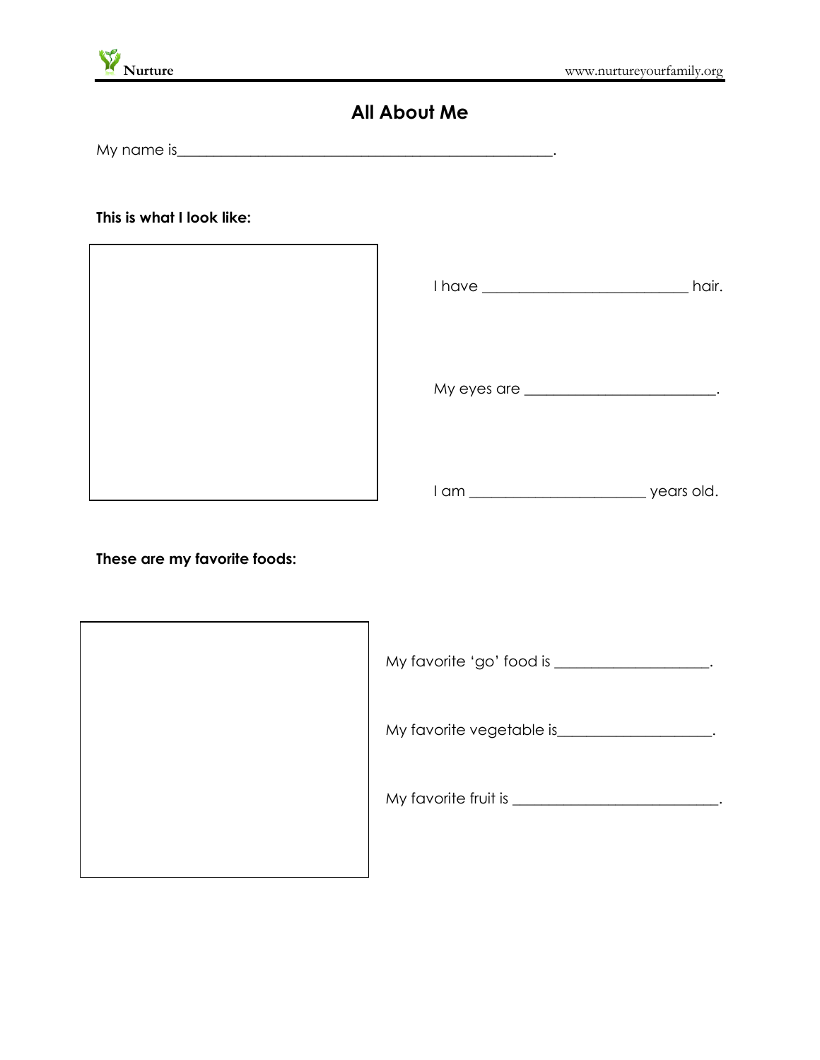# All About Me

My name is_______________________________________________.

**This is what I look like:**

I have ________________________ hair.

My eyes are _______________________.

I am _____________________ years old.

**These are my favorite foods:**

My favorite 'go' food is __________________.

My favorite vegetable is__________________.

My favorite fruit is _________________________.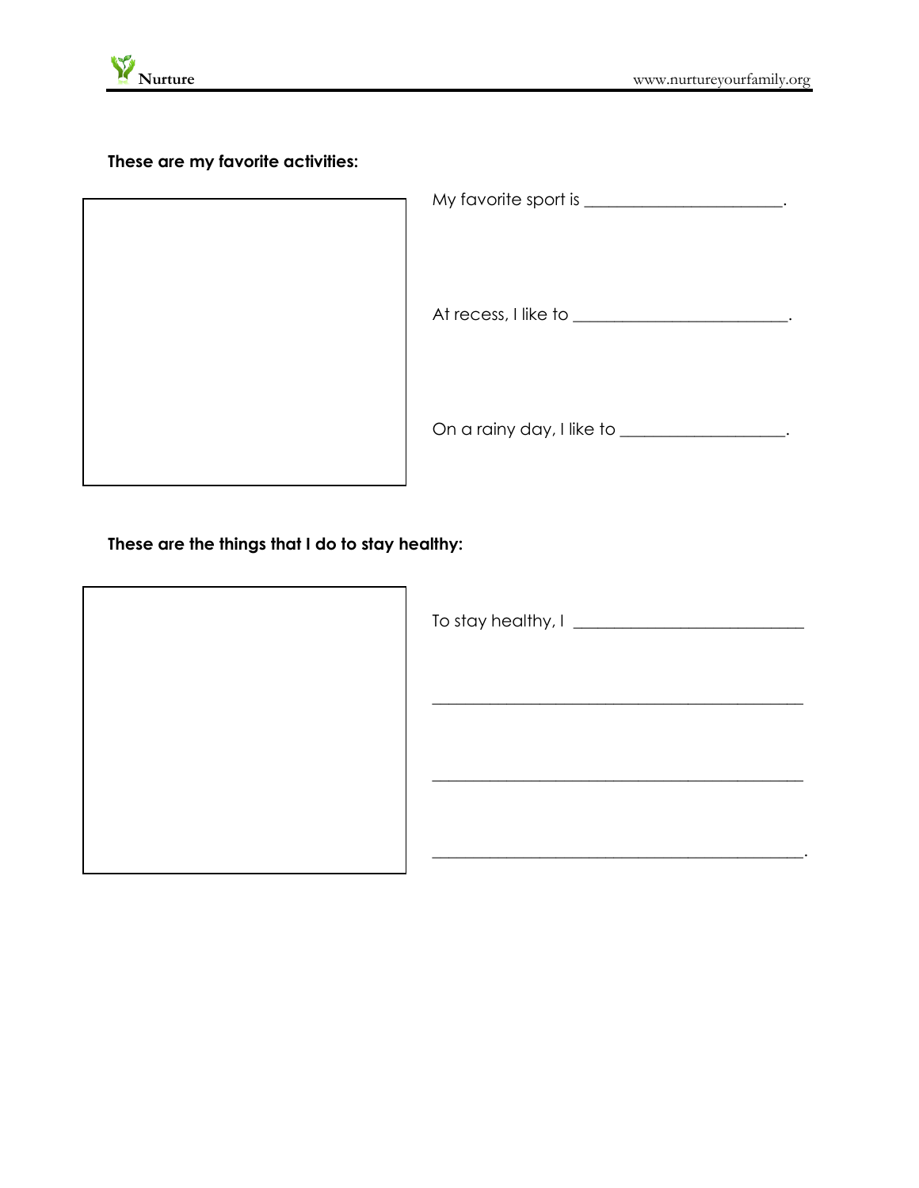**These are my favorite activities:**

My favorite sport is ______________________.

At recess, I like to ________________________.

On a rainy day, I like to ___________________.

**These are the things that I do to stay healthy:**

To stay healthy, I __________________________

_________________________________________

_________________________________________

_________________________________________.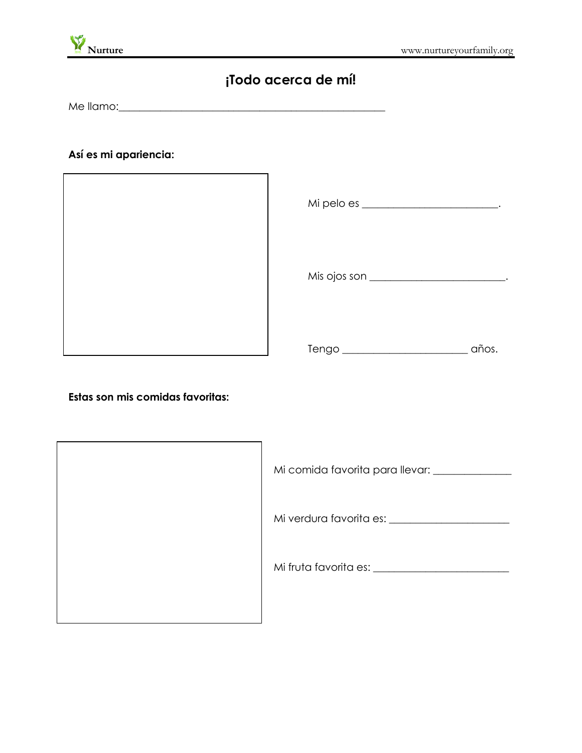# ¡Todo acerca de mí!

Me llamo:___________________________________________________

**Así es mi apariencia:**

Mi pelo es _________________________.

Mis ojos son _________________________.

Tengo _______________________ años.

**Estas son mis comidas favoritas:**

Mi comida favorita para llevar: ______________

Mi verdura favorita es: ______________________

Mi fruta favorita es: _________________________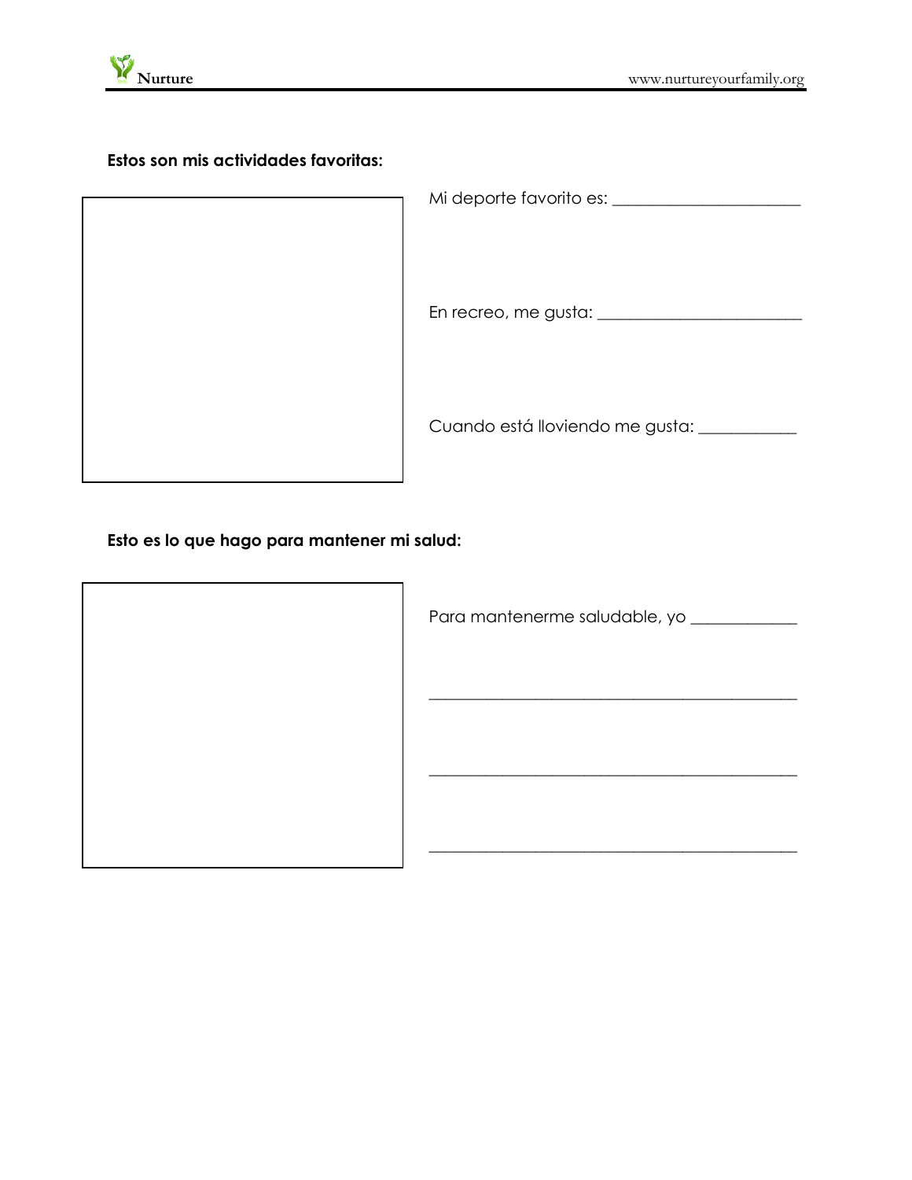**Estos son mis actividades favoritas:**

Mi deporte favorito es: ______________________

En recreo, me gusta: ________________________

Cuando está lloviendo me gusta: ___________

**Esto es lo que hago para mantener mi salud:**

Para mantenerme saludable, yo ____________

___________________________________________

___________________________________________

___________________________________________